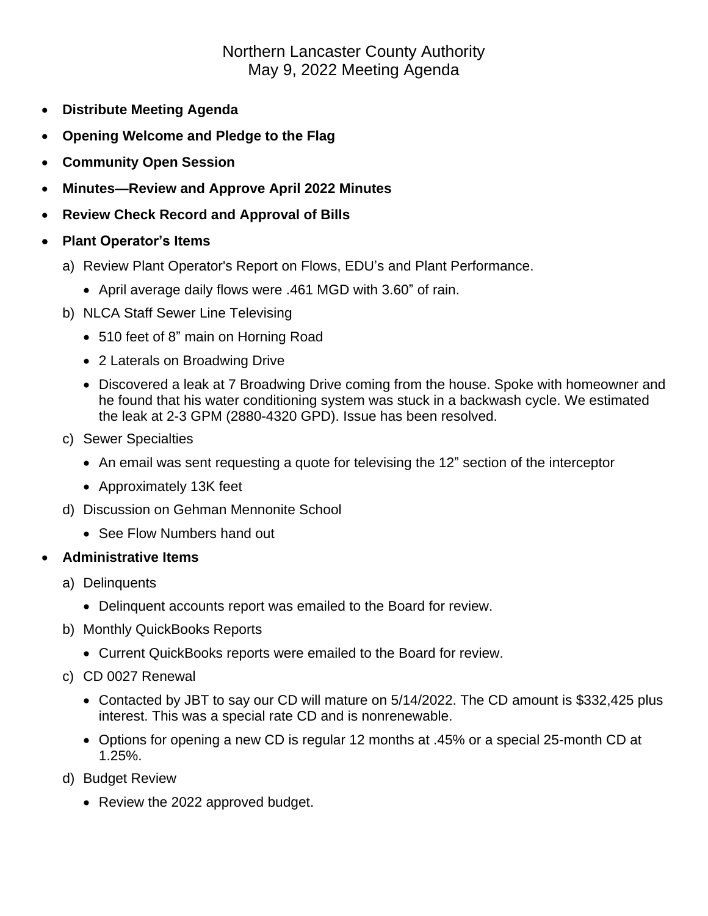# Northern Lancaster County Authority
## May 9, 2022 Meeting Agenda

- **Distribute Meeting Agenda**
- **Opening Welcome and Pledge to the Flag**
- **Community Open Session**
- **Minutes—Review and Approve April 2022 Minutes**
- **Review Check Record and Approval of Bills**
- **Plant Operator's Items**

  a) Review Plant Operator's Report on Flows, EDU's and Plant Performance.

     - April average daily flows were .461 MGD with 3.60" of rain.

  b) NLCA Staff Sewer Line Televising

     - 510 feet of 8" main on Horning Road
     - 2 Laterals on Broadwing Drive
     - Discovered a leak at 7 Broadwing Drive coming from the house. Spoke with homeowner and he found that his water conditioning system was stuck in a backwash cycle. We estimated the leak at 2-3 GPM (2880-4320 GPD). Issue has been resolved.

  c) Sewer Specialties

     - An email was sent requesting a quote for televising the 12" section of the interceptor
     - Approximately 13K feet

  d) Discussion on Gehman Mennonite School

     - See Flow Numbers hand out

- **Administrative Items**

  a) Delinquents

     - Delinquent accounts report was emailed to the Board for review.

  b) Monthly QuickBooks Reports

     - Current QuickBooks reports were emailed to the Board for review.

  c) CD 0027 Renewal

     - Contacted by JBT to say our CD will mature on 5/14/2022. The CD amount is $332,425 plus interest. This was a special rate CD and is nonrenewable.
     - Options for opening a new CD is regular 12 months at .45% or a special 25-month CD at 1.25%.

  d) Budget Review

     - Review the 2022 approved budget.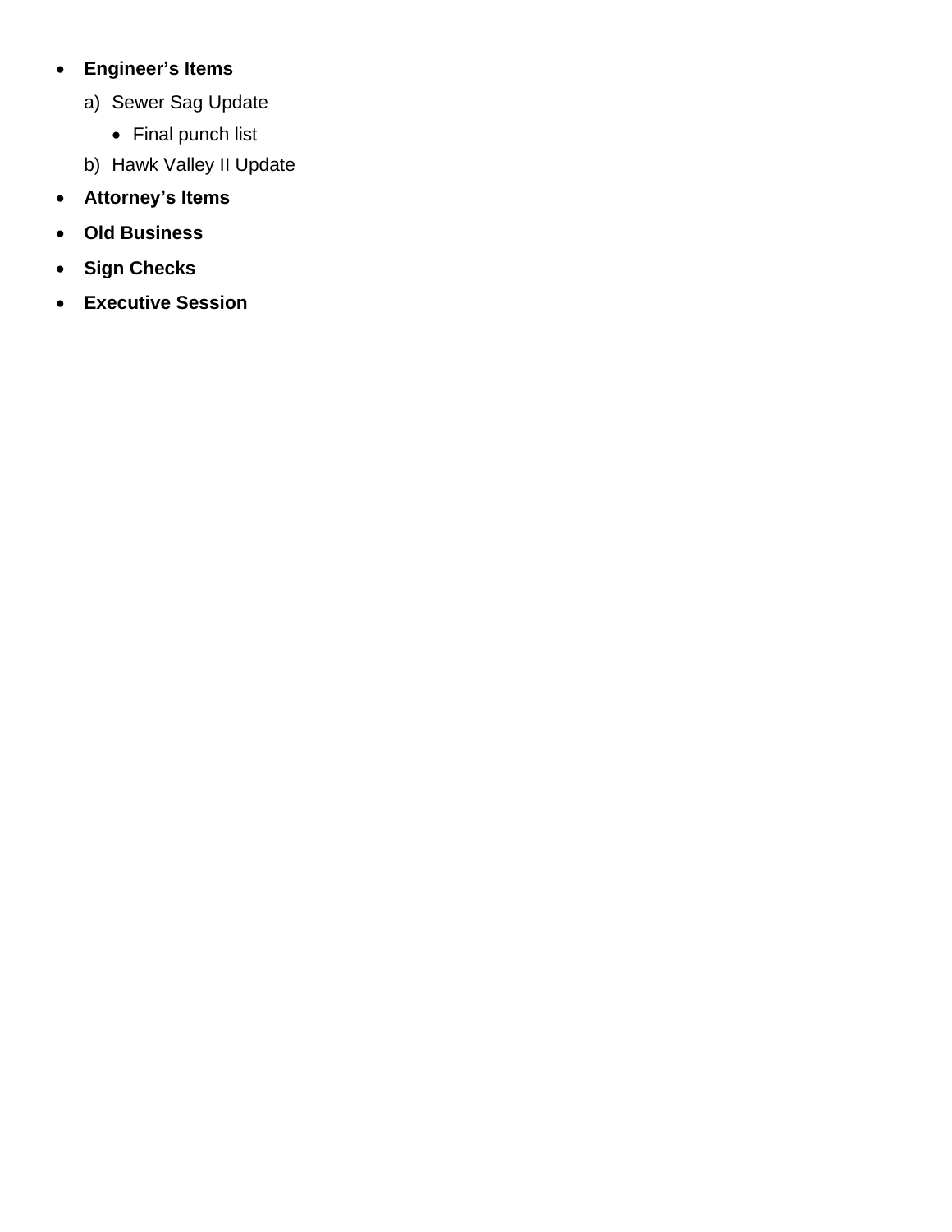- **Engineer's Items**
  a) Sewer Sag Update
     - Final punch list
  
  b) Hawk Valley II Update
- **Attorney's Items**
- **Old Business**
- **Sign Checks**
- **Executive Session**